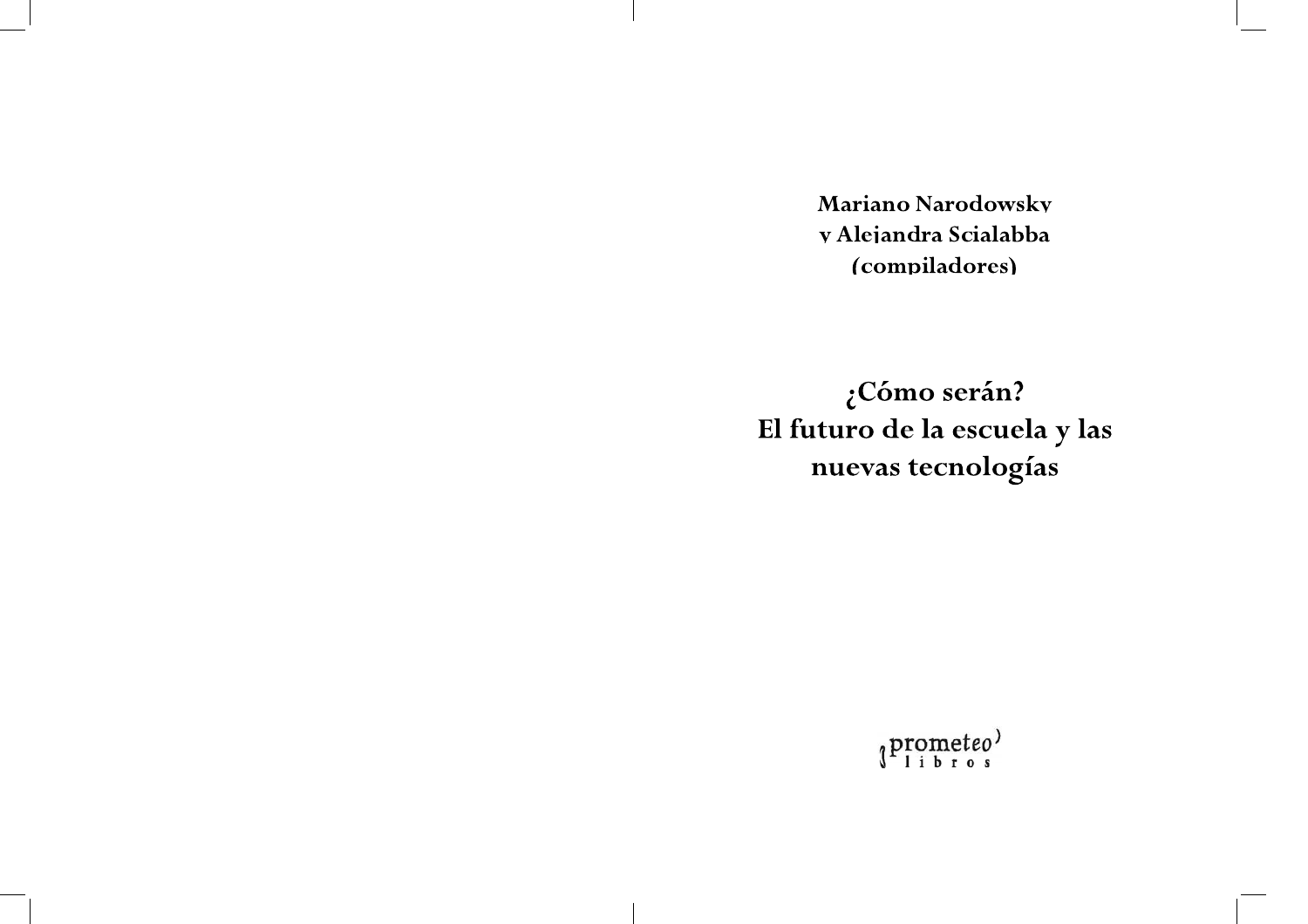**Mariano Narodowsky**
**y Alejandra Scialabba**
**(compiladores)**

# ¿Cómo serán?
# El futuro de la escuela y las nuevas tecnologías

prometeo libros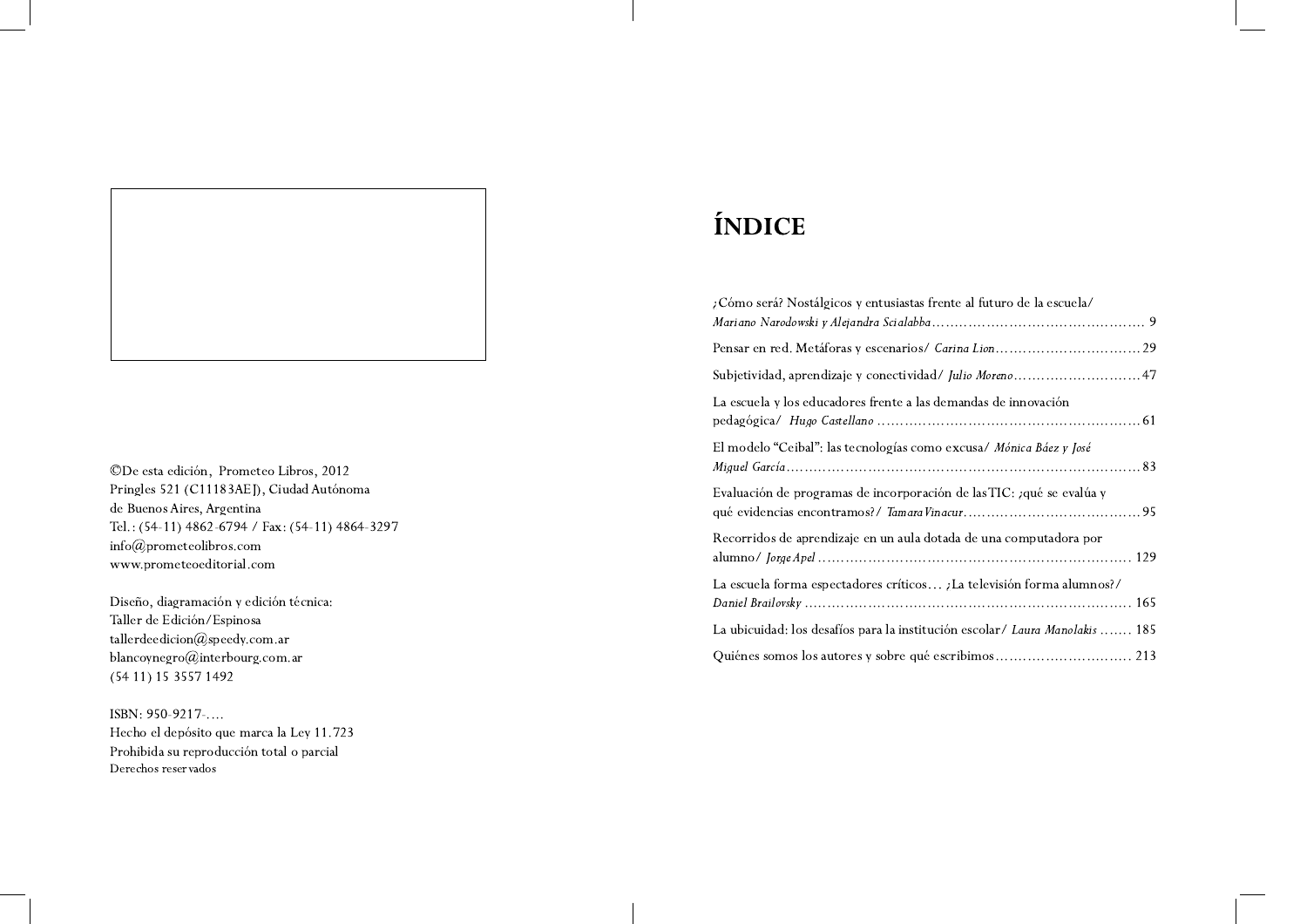©De esta edición, Prometeo Libros, 2012
Pringles 521 (C11183AEJ), Ciudad Autónoma
de Buenos Aires, Argentina
Tel.: (54-11) 4862-6794 / Fax: (54-11) 4864-3297
info@prometeolibros.com
www.prometeoeditorial.com

Diseño, diagramación y edición técnica:
Taller de Edición/Espinosa
tallerdeedicion@speedy.com.ar
blancoynegro@interbourg.com.ar
(54 11) 15 3557 1492

ISBN: 950-9217-....
Hecho el depósito que marca la Ley 11.723
Prohibida su reproducción total o parcial
Derechos reservados

# ÍNDICE

¿Cómo será? Nostálgicos y entusiastas frente al futuro de la escuela/ *Mariano Narodowski y Alejandra Scialabba* .......... 9

Pensar en red. Metáforas y escenarios/ *Carina Lion* .......... 29

Subjetividad, aprendizaje y conectividad/ *Julio Moreno* .......... 47

La escuela y los educadores frente a las demandas de innovación pedagógica/ *Hugo Castellano* .......... 61

El modelo "Ceibal": las tecnologías como excusa/ *Mónica Báez y José Miguel García* .......... 83

Evaluación de programas de incorporación de las TIC: ¿qué se evalúa y qué evidencias encontramos?/ *Tamara Vinacur* .......... 95

Recorridos de aprendizaje en un aula dotada de una computadora por alumno/ *Jorge Apel* .......... 129

La escuela forma espectadores críticos... ¿La televisión forma alumnos?/ *Daniel Brailovsky* .......... 165

La ubicuidad: los desafíos para la institución escolar/ *Laura Manolakis* .......... 185

Quiénes somos los autores y sobre qué escribimos .......... 213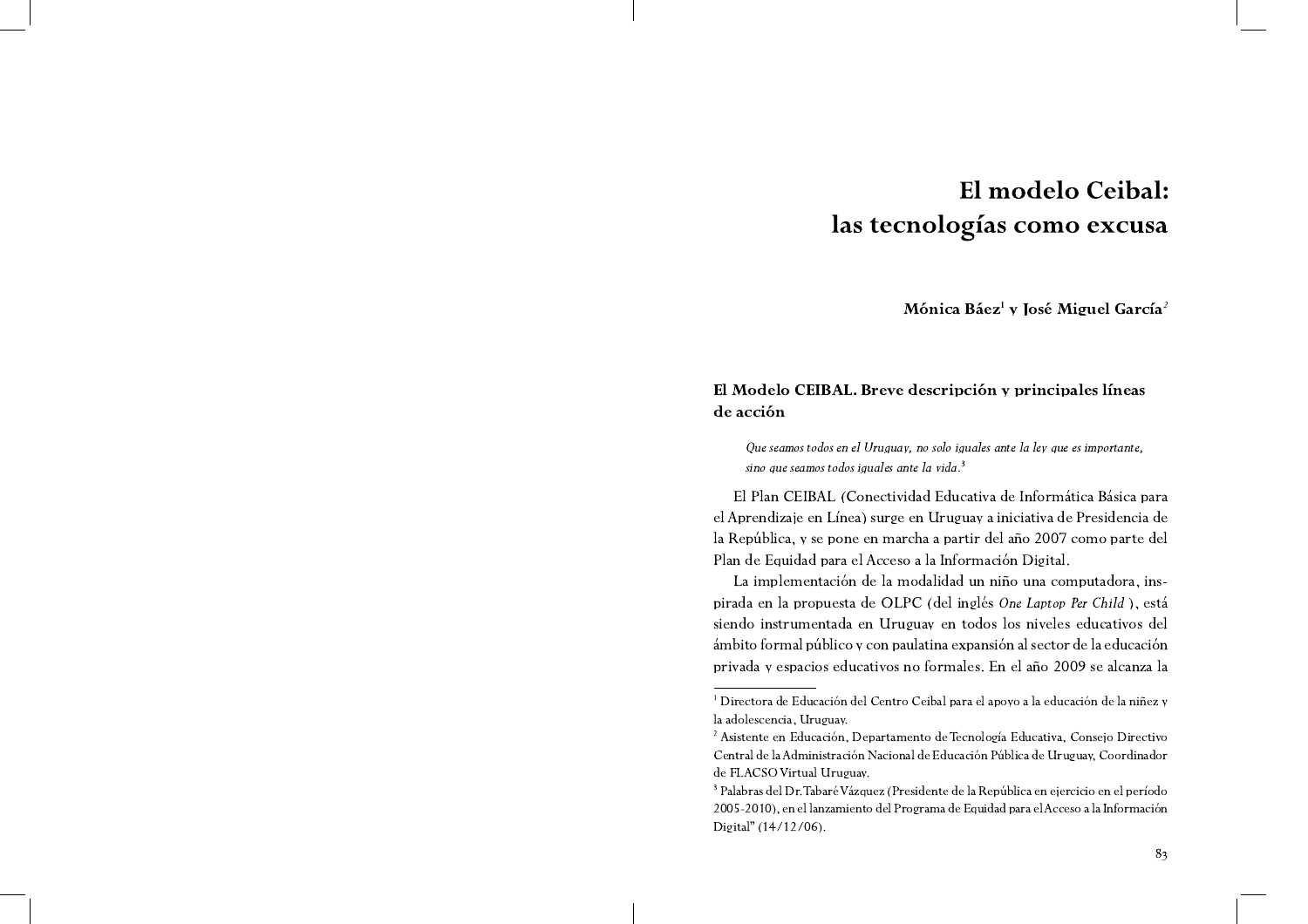# El modelo Ceibal: las tecnologías como excusa

**Mónica Báez[1] y José Miguel García[2]**

## El Modelo CEIBAL. Breve descripción y principales líneas de acción

> *Que seamos todos en el Uruguay, no solo iguales ante la ley que es importante, sino que seamos todos iguales ante la vida.*[3]

El Plan CEIBAL (Conectividad Educativa de Informática Básica para el Aprendizaje en Línea) surge en Uruguay a iniciativa de Presidencia de la República, y se pone en marcha a partir del año 2007 como parte del Plan de Equidad para el Acceso a la Información Digital.

La implementación de la modalidad un niño una computadora, inspirada en la propuesta de OLPC (del inglés *One Laptop Per Child* ), está siendo instrumentada en Uruguay en todos los niveles educativos del ámbito formal público y con paulatina expansión al sector de la educación privada y espacios educativos no formales. En el año 2009 se alcanza la

---

[1] Directora de Educación del Centro Ceibal para el apoyo a la educación de la niñez y la adolescencia, Uruguay.

[2] Asistente en Educación, Departamento de Tecnología Educativa, Consejo Directivo Central de la Administración Nacional de Educación Pública de Uruguay, Coordinador de FLACSO Virtual Uruguay.

[3] Palabras del Dr. Tabaré Vázquez (Presidente de la República en ejercicio en el período 2005-2010), en el lanzamiento del Programa de Equidad para el Acceso a la Información Digital" (14/12/06).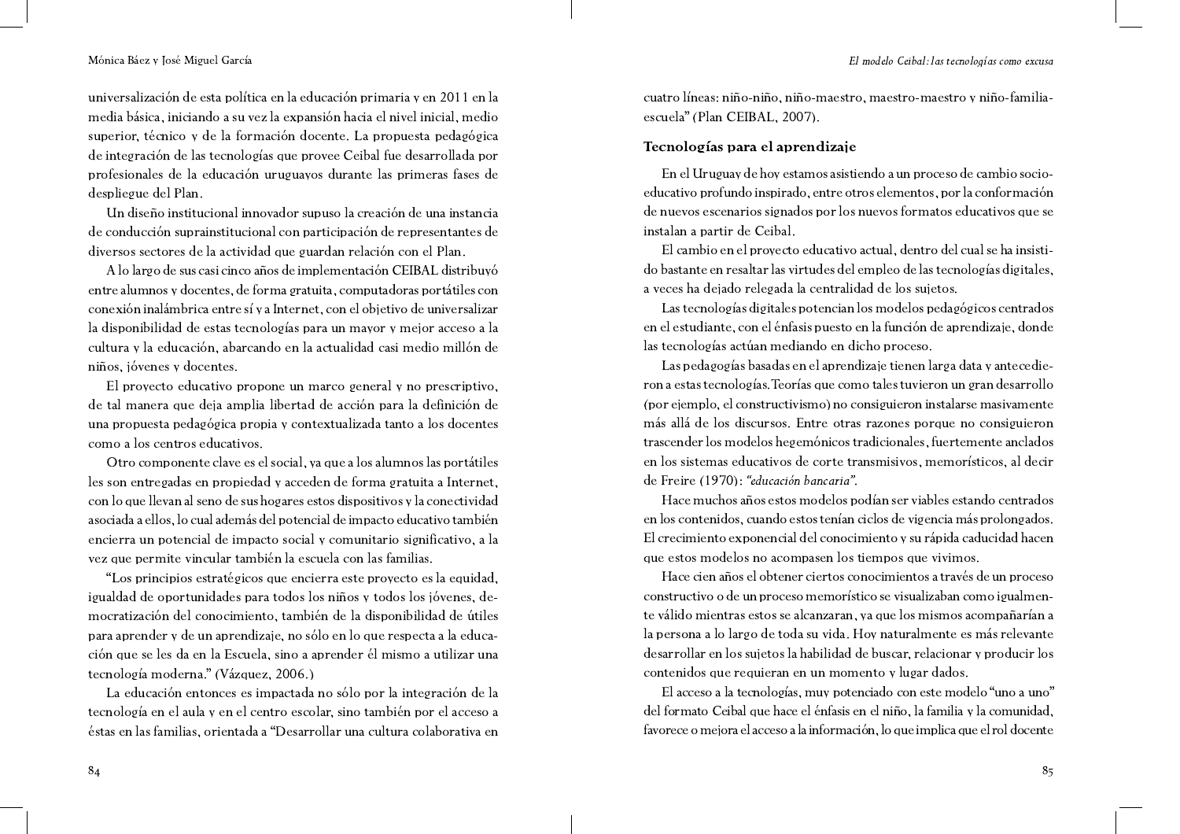universalización de esta política en la educación primaria y en 2011 en la media básica, iniciando a su vez la expansión hacia el nivel inicial, medio superior, técnico y de la formación docente. La propuesta pedagógica de integración de las tecnologías que provee Ceibal fue desarrollada por profesionales de la educación uruguayos durante las primeras fases de despliegue del Plan.

Un diseño institucional innovador supuso la creación de una instancia de conducción suprainstitucional con participación de representantes de diversos sectores de la actividad que guardan relación con el Plan.

A lo largo de sus casi cinco años de implementación CEIBAL distribuyó entre alumnos y docentes, de forma gratuita, computadoras portátiles con conexión inalámbrica entre sí y a Internet, con el objetivo de universalizar la disponibilidad de estas tecnologías para un mayor y mejor acceso a la cultura y la educación, abarcando en la actualidad casi medio millón de niños, jóvenes y docentes.

El proyecto educativo propone un marco general y no prescriptivo, de tal manera que deja amplia libertad de acción para la definición de una propuesta pedagógica propia y contextualizada tanto a los docentes como a los centros educativos.

Otro componente clave es el social, ya que a los alumnos las portátiles les son entregadas en propiedad y acceden de forma gratuita a Internet, con lo que llevan al seno de sus hogares estos dispositivos y la conectividad asociada a ellos, lo cual además del potencial de impacto educativo también encierra un potencial de impacto social y comunitario significativo, a la vez que permite vincular también la escuela con las familias.

"Los principios estratégicos que encierra este proyecto es la equidad, igualdad de oportunidades para todos los niños y todos los jóvenes, democratización del conocimiento, también de la disponibilidad de útiles para aprender y de un aprendizaje, no sólo en lo que respecta a la educación que se les da en la Escuela, sino a aprender él mismo a utilizar una tecnología moderna." (Vázquez, 2006.)

La educación entonces es impactada no sólo por la integración de la tecnología en el aula y en el centro escolar, sino también por el acceso a éstas en las familias, orientada a "Desarrollar una cultura colaborativa en cuatro líneas: niño-niño, niño-maestro, maestro-maestro y niño-familia-escuela" (Plan CEIBAL, 2007).

## Tecnologías para el aprendizaje

En el Uruguay de hoy estamos asistiendo a un proceso de cambio socio-educativo profundo inspirado, entre otros elementos, por la conformación de nuevos escenarios signados por los nuevos formatos educativos que se instalan a partir de Ceibal.

El cambio en el proyecto educativo actual, dentro del cual se ha insistido bastante en resaltar las virtudes del empleo de las tecnologías digitales, a veces ha dejado relegada la centralidad de los sujetos.

Las tecnologías digitales potencian los modelos pedagógicos centrados en el estudiante, con el énfasis puesto en la función de aprendizaje, donde las tecnologías actúan mediando en dicho proceso.

Las pedagogías basadas en el aprendizaje tienen larga data y antecedieron a estas tecnologías. Teorías que como tales tuvieron un gran desarrollo (por ejemplo, el constructivismo) no consiguieron instalarse masivamente más allá de los discursos. Entre otras razones porque no consiguieron trascender los modelos hegemónicos tradicionales, fuertemente anclados en los sistemas educativos de corte transmisivos, memorísticos, al decir de Freire (1970): *"educación bancaria"*.

Hace muchos años estos modelos podían ser viables estando centrados en los contenidos, cuando estos tenían ciclos de vigencia más prolongados. El crecimiento exponencial del conocimiento y su rápida caducidad hacen que estos modelos no acompasen los tiempos que vivimos.

Hace cien años el obtener ciertos conocimientos a través de un proceso constructivo o de un proceso memorístico se visualizaban como igualmente válido mientras estos se alcanzaran, ya que los mismos acompañarían a la persona a lo largo de toda su vida. Hoy naturalmente es más relevante desarrollar en los sujetos la habilidad de buscar, relacionar y producir los contenidos que requieran en un momento y lugar dados.

El acceso a la tecnologías, muy potenciado con este modelo "uno a uno" del formato Ceibal que hace el énfasis en el niño, la familia y la comunidad, favorece o mejora el acceso a la información, lo que implica que el rol docente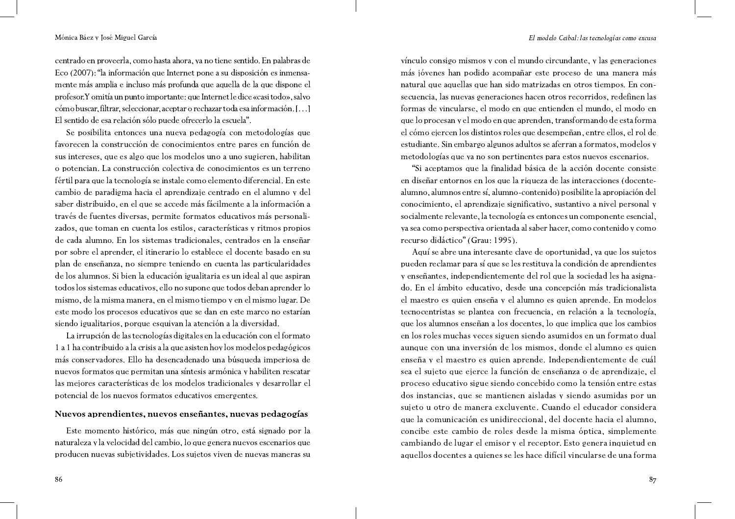centrado en proveerla, como hasta ahora, ya no tiene sentido. En palabras de Eco (2007): "la información que Internet pone a su disposición es inmensamente más amplia e incluso más profunda que aquella de la que dispone el profesor. Y omitía un punto importante: que Internet le dice «casi todo», salvo cómo buscar, filtrar, seleccionar, aceptar o rechazar toda esa información. [...] El sentido de esa relación sólo puede ofrecerlo la escuela".

Se posibilita entonces una nueva pedagogía con metodologías que favorecen la construcción de conocimientos entre pares en función de sus intereses, que es algo que los modelos uno a uno sugieren, habilitan o potencian. La construcción colectiva de conocimientos es un terreno fértil para que la tecnología se instale como elemento diferencial. En este cambio de paradigma hacia el aprendizaje centrado en el alumno y del saber distribuido, en el que se accede más fácilmente a la información a través de fuentes diversas, permite formatos educativos más personalizados, que toman en cuenta los estilos, características y ritmos propios de cada alumno. En los sistemas tradicionales, centrados en la enseñar por sobre el aprender, el itinerario lo establece el docente basado en su plan de enseñanza, no siempre teniendo en cuenta las particularidades de los alumnos. Si bien la educación igualitaria es un ideal al que aspiran todos los sistemas educativos, ello no supone que todos deban aprender lo mismo, de la misma manera, en el mismo tiempo y en el mismo lugar. De este modo los procesos educativos que se dan en este marco no estarían siendo igualitarios, porque esquivan la atención a la diversidad.

La irrupción de las tecnologías digitales en la educación con el formato 1 a 1 ha contribuido a la crisis a la que asisten hoy los modelos pedagógicos más conservadores. Ello ha desencadenado una búsqueda imperiosa de nuevos formatos que permitan una síntesis armónica y habiliten rescatar las mejores características de los modelos tradicionales y desarrollar el potencial de los nuevos formatos educativos emergentes.

## Nuevos aprendientes, nuevos enseñantes, nuevas pedagogías

Este momento histórico, más que ningún otro, está signado por la naturaleza y la velocidad del cambio, lo que genera nuevos escenarios que producen nuevas subjetividades. Los sujetos viven de nuevas maneras su vínculo consigo mismos y con el mundo circundante, y las generaciones más jóvenes han podido acompañar este proceso de una manera más natural que aquellas que han sido matrizadas en otros tiempos. En consecuencia, las nuevas generaciones hacen otros recorridos, redefinen las formas de vincularse, el modo en que entienden el mundo, el modo en que lo procesan y el modo en que aprenden, transformando de esta forma el cómo ejercen los distintos roles que desempeñan, entre ellos, el rol de estudiante. Sin embargo algunos adultos se aferran a formatos, modelos y metodologías que ya no son pertinentes para estos nuevos escenarios.

"Si aceptamos que la finalidad básica de la acción docente consiste en diseñar entornos en los que la riqueza de las interacciones (docente-alumno, alumnos entre sí, alumno-contenido) posibilite la apropiación del conocimiento, el aprendizaje significativo, sustantivo a nivel personal y socialmente relevante, la tecnología es entonces un componente esencial, ya sea como perspectiva orientada al saber hacer, como contenido y como recurso didáctico" (Grau: 1995).

Aquí se abre una interesante clave de oportunidad, ya que los sujetos pueden reclamar para sí que se les restituya la condición de aprendientes y enseñantes, independientemente del rol que la sociedad les ha asignado. En el ámbito educativo, desde una concepción más tradicionalista el maestro es quien enseña y el alumno es quien aprende. En modelos tecnocentristas se plantea con frecuencia, en relación a la tecnología, que los alumnos enseñan a los docentes, lo que implica que los cambios en los roles muchas veces siguen siendo asumidos en un formato dual aunque con una inversión de los mismos, donde el alumno es quien enseña y el maestro es quien aprende. Independientemente de cuál sea el sujeto que ejerce la función de enseñanza o de aprendizaje, el proceso educativo sigue siendo concebido como la tensión entre estas dos instancias, que se mantienen aisladas y siendo asumidas por un sujeto u otro de manera excluyente. Cuando el educador considera que la comunicación es unidireccional, del docente hacia el alumno, concibe este cambio de roles desde la misma óptica, simplemente cambiando de lugar el emisor y el receptor. Esto genera inquietud en aquellos docentes a quienes se les hace difícil vincularse de una forma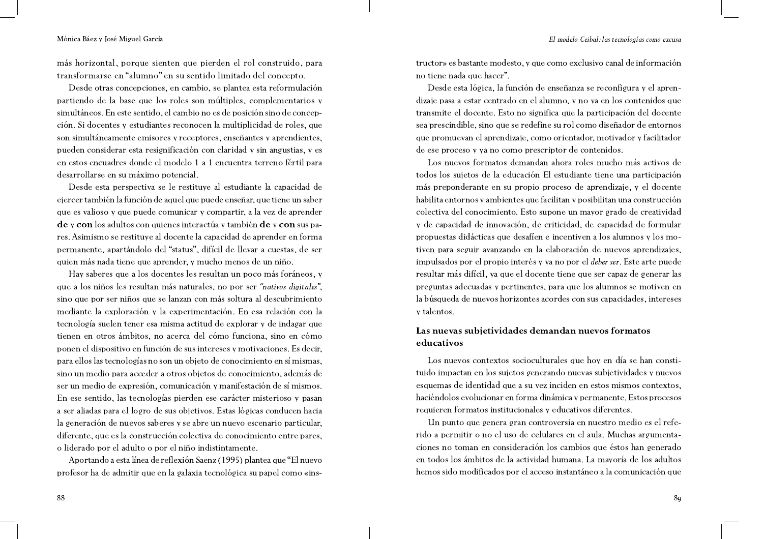más horizontal, porque sienten que pierden el rol construido, para transformarse en "alumno" en su sentido limitado del concepto.

Desde otras concepciones, en cambio, se plantea esta reformulación partiendo de la base que los roles son múltiples, complementarios y simultáneos. En este sentido, el cambio no es de posición sino de concepción. Si docentes y estudiantes reconocen la multiplicidad de roles, que son simultáneamente emisores y receptores, enseñantes y aprendientes, pueden considerar esta resignificación con claridad y sin angustias, y es en estos encuadres donde el modelo 1 a 1 encuentra terreno fértil para desarrollarse en su máximo potencial.

Desde esta perspectiva se le restituye al estudiante la capacidad de ejercer también la función de aquel que puede enseñar, que tiene un saber que es valioso y que puede comunicar y compartir, a la vez de aprender **de** y **con** los adultos con quienes interactúa y también **de** y **con** sus pares. Asimismo se restituye al docente la capacidad de aprender en forma permanente, apartándolo del "status", difícil de llevar a cuestas, de ser quien más nada tiene que aprender, y mucho menos de un niño.

Hay saberes que a los docentes les resultan un poco más foráneos, y que a los niños les resultan más naturales, no por ser *"nativos digitales"*, sino que por ser niños que se lanzan con más soltura al descubrimiento mediante la exploración y la experimentación. En esa relación con la tecnología suelen tener esa misma actitud de explorar y de indagar que tienen en otros ámbitos, no acerca del cómo funciona, sino en cómo ponen el dispositivo en función de sus intereses y motivaciones. Es decir, para ellos las tecnologías no son un objeto de conocimiento en sí mismas, sino un medio para acceder a otros objetos de conocimiento, además de ser un medio de expresión, comunicación y manifestación de sí mismos. En ese sentido, las tecnologías pierden ese carácter misterioso y pasan a ser aliadas para el logro de sus objetivos. Estas lógicas conducen hacia la generación de nuevos saberes y se abre un nuevo escenario particular, diferente, que es la construcción colectiva de conocimiento entre pares, o liderado por el adulto o por el niño indistintamente.

Aportando a esta línea de reflexión Saenz (1995) plantea que "El nuevo profesor ha de admitir que en la galaxia tecnológica su papel como «instructor» es bastante modesto, y que como exclusivo canal de información no tiene nada que hacer".

Desde esta lógica, la función de enseñanza se reconfigura y el aprendizaje pasa a estar centrado en el alumno, y no ya en los contenidos que transmite el docente. Esto no significa que la participación del docente sea prescindible, sino que se redefine su rol como diseñador de entornos que promuevan el aprendizaje, como orientador, motivador y facilitador de ese proceso y ya no como prescriptor de contenidos.

Los nuevos formatos demandan ahora roles mucho más activos de todos los sujetos de la educación El estudiante tiene una participación más preponderante en su propio proceso de aprendizaje, y el docente habilita entornos y ambientes que facilitan y posibilitan una construcción colectiva del conocimiento. Esto supone un mayor grado de creatividad y de capacidad de innovación, de criticidad, de capacidad de formular propuestas didácticas que desafíen e incentiven a los alumnos y los motiven para seguir avanzando en la elaboración de nuevos aprendizajes, impulsados por el propio interés y ya no por el *deber ser*. Este arte puede resultar más difícil, ya que el docente tiene que ser capaz de generar las preguntas adecuadas y pertinentes, para que los alumnos se motiven en la búsqueda de nuevos horizontes acordes con sus capacidades, intereses y talentos.

## Las nuevas subjetividades demandan nuevos formatos educativos

Los nuevos contextos socioculturales que hoy en día se han constituido impactan en los sujetos generando nuevas subjetividades y nuevos esquemas de identidad que a su vez inciden en estos mismos contextos, haciéndolos evolucionar en forma dinámica y permanente. Estos procesos requieren formatos institucionales y educativos diferentes.

Un punto que genera gran controversia en nuestro medio es el referido a permitir o no el uso de celulares en el aula. Muchas argumentaciones no toman en consideración los cambios que éstos han generado en todos los ámbitos de la actividad humana. La mayoría de los adultos hemos sido modificados por el acceso instantáneo a la comunicación que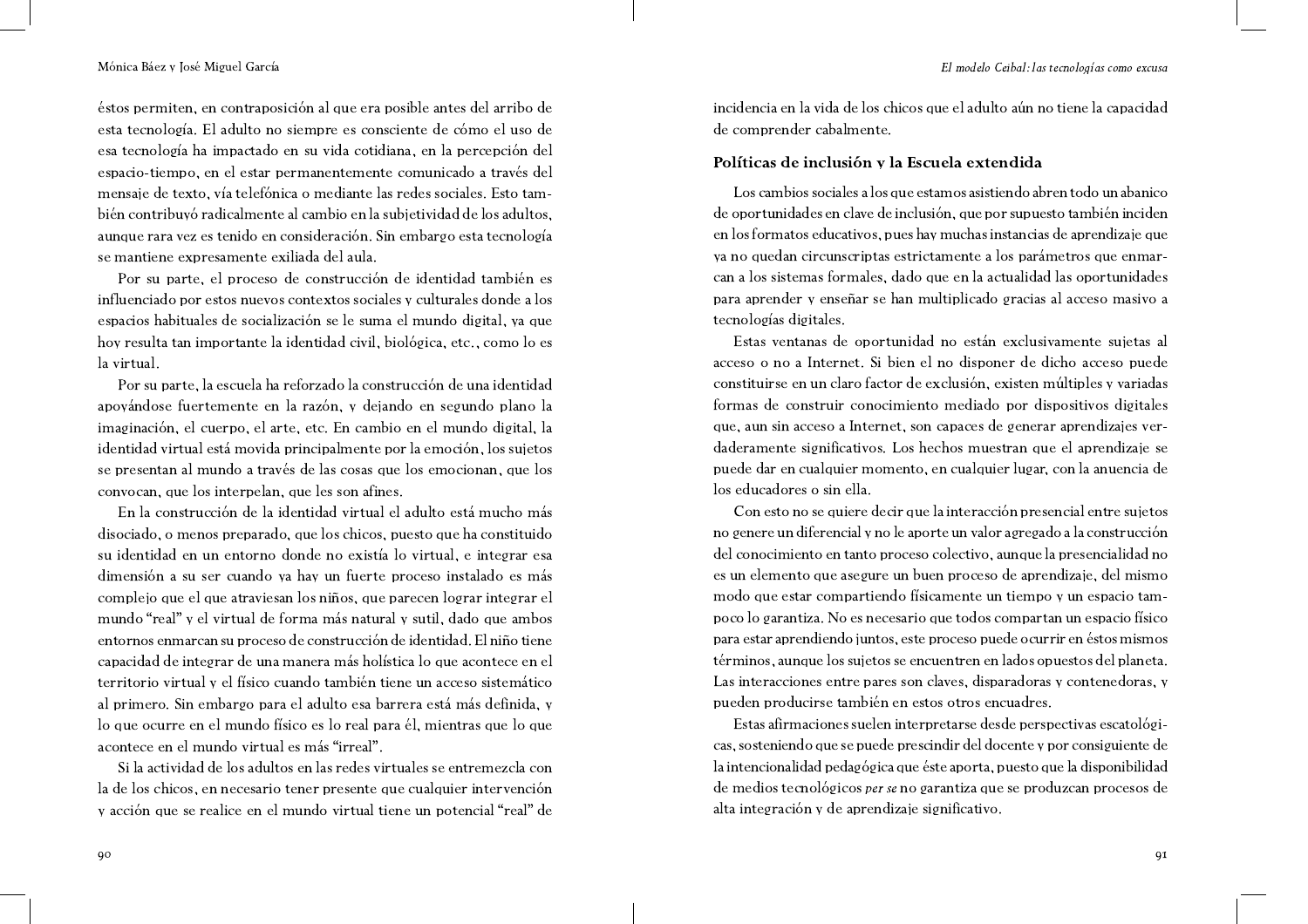éstos permiten, en contraposición al que era posible antes del arribo de esta tecnología. El adulto no siempre es consciente de cómo el uso de esa tecnología ha impactado en su vida cotidiana, en la percepción del espacio-tiempo, en el estar permanentemente comunicado a través del mensaje de texto, vía telefónica o mediante las redes sociales. Esto también contribuyó radicalmente al cambio en la subjetividad de los adultos, aunque rara vez es tenido en consideración. Sin embargo esta tecnología se mantiene expresamente exiliada del aula.

Por su parte, el proceso de construcción de identidad también es influenciado por estos nuevos contextos sociales y culturales donde a los espacios habituales de socialización se le suma el mundo digital, ya que hoy resulta tan importante la identidad civil, biológica, etc., como lo es la virtual.

Por su parte, la escuela ha reforzado la construcción de una identidad apoyándose fuertemente en la razón, y dejando en segundo plano la imaginación, el cuerpo, el arte, etc. En cambio en el mundo digital, la identidad virtual está movida principalmente por la emoción, los sujetos se presentan al mundo a través de las cosas que los emocionan, que los convocan, que los interpelan, que les son afines.

En la construcción de la identidad virtual el adulto está mucho más disociado, o menos preparado, que los chicos, puesto que ha constituido su identidad en un entorno donde no existía lo virtual, e integrar esa dimensión a su ser cuando ya hay un fuerte proceso instalado es más complejo que el que atraviesan los niños, que parecen lograr integrar el mundo "real" y el virtual de forma más natural y sutil, dado que ambos entornos enmarcan su proceso de construcción de identidad. El niño tiene capacidad de integrar de una manera más holística lo que acontece en el territorio virtual y el físico cuando también tiene un acceso sistemático al primero. Sin embargo para el adulto esa barrera está más definida, y lo que ocurre en el mundo físico es lo real para él, mientras que lo que acontece en el mundo virtual es más "irreal".

Si la actividad de los adultos en las redes virtuales se entremezcla con la de los chicos, en necesario tener presente que cualquier intervención y acción que se realice en el mundo virtual tiene un potencial "real" de incidencia en la vida de los chicos que el adulto aún no tiene la capacidad de comprender cabalmente.

## Políticas de inclusión y la Escuela extendida

Los cambios sociales a los que estamos asistiendo abren todo un abanico de oportunidades en clave de inclusión, que por supuesto también inciden en los formatos educativos, pues hay muchas instancias de aprendizaje que ya no quedan circunscriptas estrictamente a los parámetros que enmarcan a los sistemas formales, dado que en la actualidad las oportunidades para aprender y enseñar se han multiplicado gracias al acceso masivo a tecnologías digitales.

Estas ventanas de oportunidad no están exclusivamente sujetas al acceso o no a Internet. Si bien el no disponer de dicho acceso puede constituirse en un claro factor de exclusión, existen múltiples y variadas formas de construir conocimiento mediado por dispositivos digitales que, aun sin acceso a Internet, son capaces de generar aprendizajes verdaderamente significativos. Los hechos muestran que el aprendizaje se puede dar en cualquier momento, en cualquier lugar, con la anuencia de los educadores o sin ella.

Con esto no se quiere decir que la interacción presencial entre sujetos no genere un diferencial y no le aporte un valor agregado a la construcción del conocimiento en tanto proceso colectivo, aunque la presencialidad no es un elemento que asegure un buen proceso de aprendizaje, del mismo modo que estar compartiendo físicamente un tiempo y un espacio tampoco lo garantiza. No es necesario que todos compartan un espacio físico para estar aprendiendo juntos, este proceso puede ocurrir en éstos mismos términos, aunque los sujetos se encuentren en lados opuestos del planeta. Las interacciones entre pares son claves, disparadoras y contenedoras, y pueden producirse también en estos otros encuadres.

Estas afirmaciones suelen interpretarse desde perspectivas escatológicas, sosteniendo que se puede prescindir del docente y por consiguiente de la intencionalidad pedagógica que éste aporta, puesto que la disponibilidad de medios tecnológicos *per se* no garantiza que se produzcan procesos de alta integración y de aprendizaje significativo.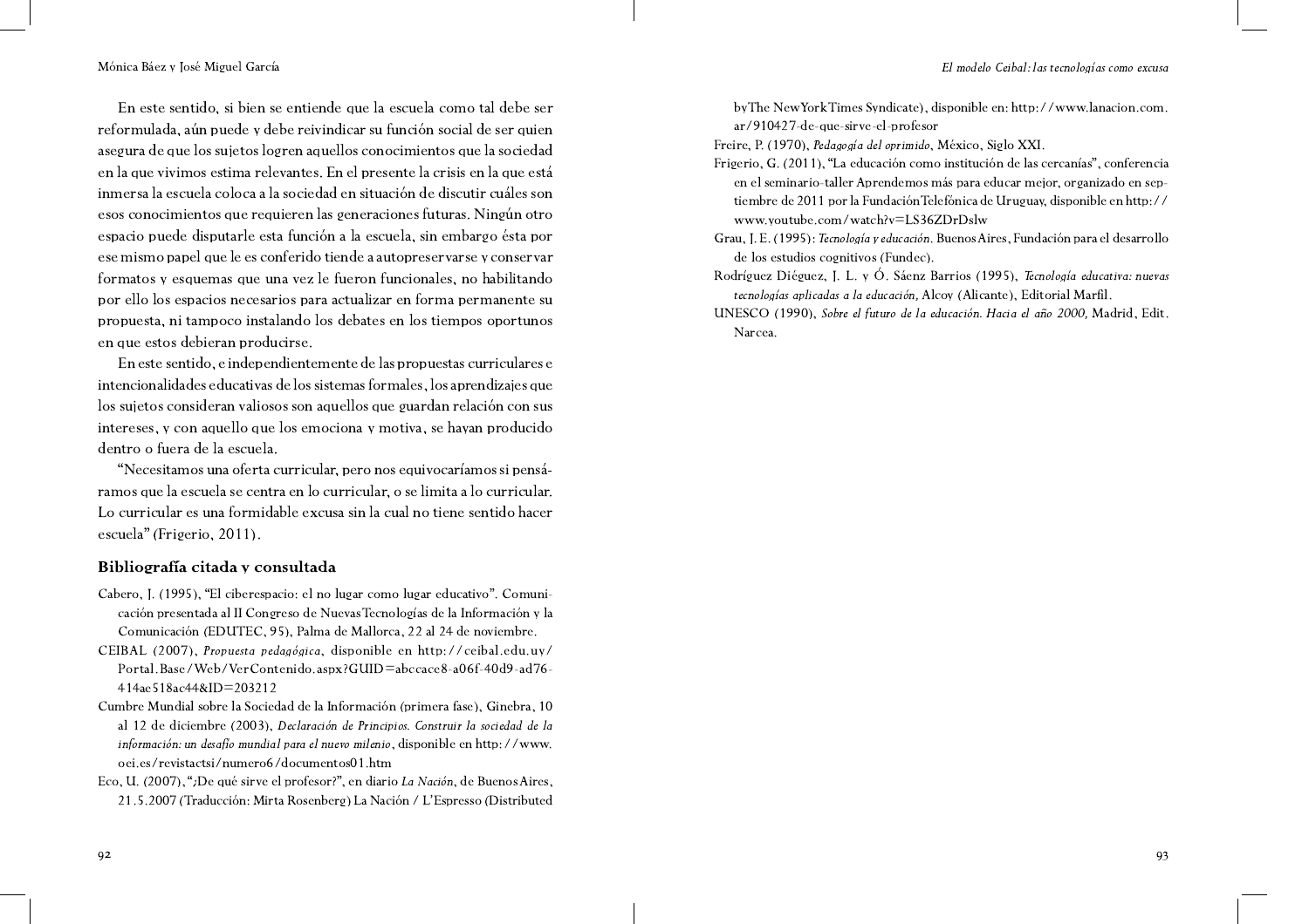En este sentido, si bien se entiende que la escuela como tal debe ser reformulada, aún puede y debe reivindicar su función social de ser quien asegura de que los sujetos logren aquellos conocimientos que la sociedad en la que vivimos estima relevantes. En el presente la crisis en la que está inmersa la escuela coloca a la sociedad en situación de discutir cuáles son esos conocimientos que requieren las generaciones futuras. Ningún otro espacio puede disputarle esta función a la escuela, sin embargo ésta por ese mismo papel que le es conferido tiende a autopreservarse y conservar formatos y esquemas que una vez le fueron funcionales, no habilitando por ello los espacios necesarios para actualizar en forma permanente su propuesta, ni tampoco instalando los debates en los tiempos oportunos en que estos debieran producirse.

En este sentido, e independientemente de las propuestas curriculares e intencionalidades educativas de los sistemas formales, los aprendizajes que los sujetos consideran valiosos son aquellos que guardan relación con sus intereses, y con aquello que los emociona y motiva, se hayan producido dentro o fuera de la escuela.

"Necesitamos una oferta curricular, pero nos equivocaríamos si pensáramos que la escuela se centra en lo curricular, o se limita a lo curricular. Lo curricular es una formidable excusa sin la cual no tiene sentido hacer escuela" (Frigerio, 2011).

## Bibliografía citada y consultada

Cabero, J. (1995), "El ciberespacio: el no lugar como lugar educativo". Comunicación presentada al II Congreso de Nuevas Tecnologías de la Información y la Comunicación (EDUTEC, 95), Palma de Mallorca, 22 al 24 de noviembre.

CEIBAL (2007), *Propuesta pedagógica*, disponible en http://ceibal.edu.uy/Portal.Base/Web/VerContenido.aspx?GUID=abccace8-a06f-40d9-ad76-414ae518ac44&ID=203212

Cumbre Mundial sobre la Sociedad de la Información (primera fase), Ginebra, 10 al 12 de diciembre (2003), *Declaración de Principios. Construir la sociedad de la información: un desafío mundial para el nuevo milenio*, disponible en http://www.oei.es/revistactsi/numero6/documentos01.htm

Eco, U. (2007), "¿De qué sirve el profesor?", en diario *La Nación*, de Buenos Aires, 21.5.2007 (Traducción: Mirta Rosenberg) La Nación / L'Espresso (Distributed byThe New York Times Syndicate), disponible en: http://www.lanacion.com.ar/910427-de-que-sirve-el-profesor

Freire, P. (1970), *Pedagogía del oprimido*, México, Siglo XXI.

Frigerio, G. (2011), "La educación como institución de las cercanías", conferencia en el seminario-taller Aprendemos más para educar mejor, organizado en septiembre de 2011 por la Fundación Telefónica de Uruguay, disponible en http://www.youtube.com/watch?v=LS36ZDrDslw

Grau, J. E. (1995): *Tecnología y educación*. Buenos Aires, Fundación para el desarrollo de los estudios cognitivos (Fundec).

Rodríguez Diéguez, J. L. y Ó. Sáenz Barrios (1995), *Tecnología educativa: nuevas tecnologías aplicadas a la educación*, Alcoy (Alicante), Editorial Marfil.

UNESCO (1990), *Sobre el futuro de la educación. Hacia el año 2000*, Madrid, Edit. Narcea.